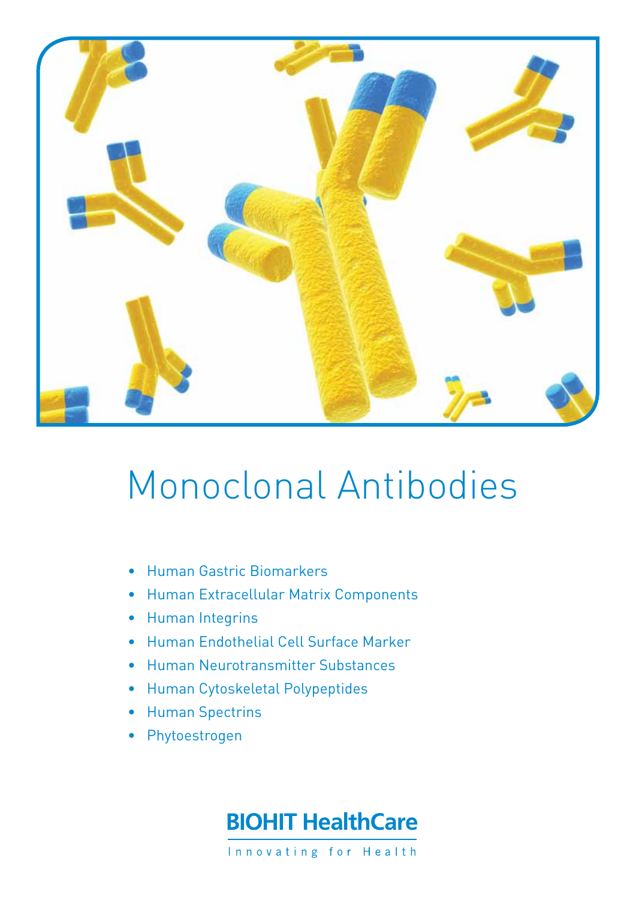# Monoclonal Antibodies

- Human Gastric Biomarkers
- Human Extracellular Matrix Components
- Human Integrins
- Human Endothelial Cell Surface Marker
- Human Neurotransmitter Substances
- Human Cytoskeletal Polypeptides
- Human Spectrins
- Phytoestrogen

BIOHIT HealthCare

Innovating for Health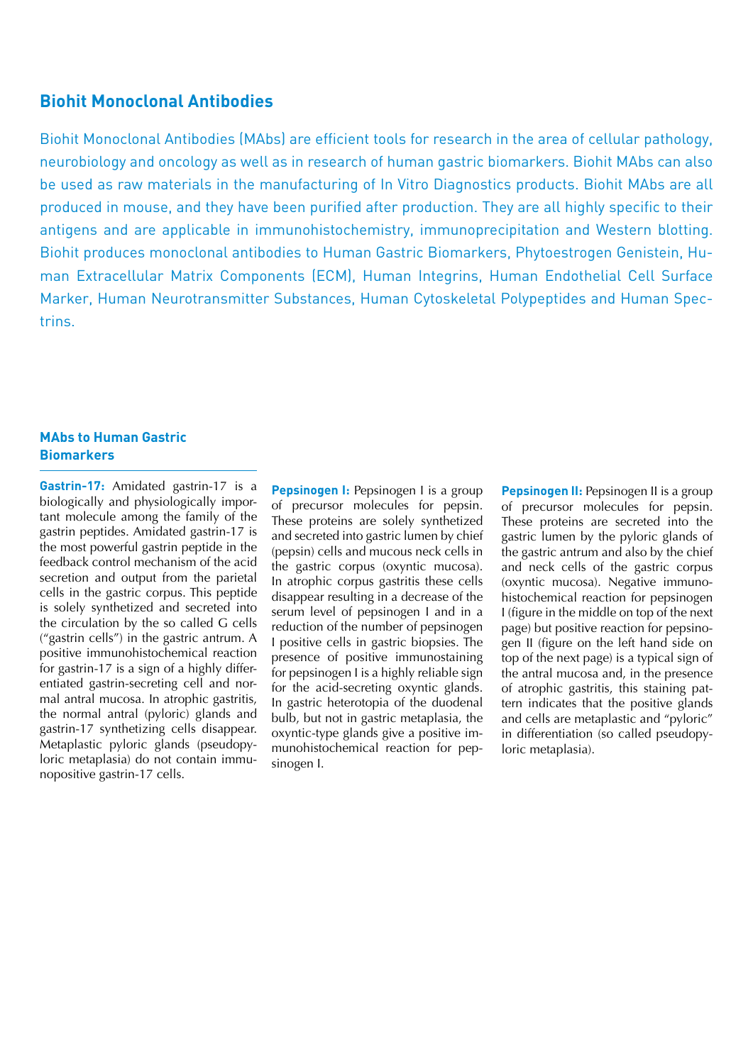## Biohit Monoclonal Antibodies

Biohit Monoclonal Antibodies (MAbs) are efficient tools for research in the area of cellular pathology, neurobiology and oncology as well as in research of human gastric biomarkers. Biohit MAbs can also be used as raw materials in the manufacturing of In Vitro Diagnostics products. Biohit MAbs are all produced in mouse, and they have been purified after production. They are all highly specific to their antigens and are applicable in immunohistochemistry, immunoprecipitation and Western blotting. Biohit produces monoclonal antibodies to Human Gastric Biomarkers, Phytoestrogen Genistein, Human Extracellular Matrix Components (ECM), Human Integrins, Human Endothelial Cell Surface Marker, Human Neurotransmitter Substances, Human Cytoskeletal Polypeptides and Human Spectrins.

### MAbs to Human Gastric Biomarkers

**Gastrin-17:** Amidated gastrin-17 is a biologically and physiologically important molecule among the family of the gastrin peptides. Amidated gastrin-17 is the most powerful gastrin peptide in the feedback control mechanism of the acid secretion and output from the parietal cells in the gastric corpus. This peptide is solely synthetized and secreted into the circulation by the so called G cells ("gastrin cells") in the gastric antrum. A positive immunohistochemical reaction for gastrin-17 is a sign of a highly differentiated gastrin-secreting cell and normal antral mucosa. In atrophic gastritis, the normal antral (pyloric) glands and gastrin-17 synthetizing cells disappear. Metaplastic pyloric glands (pseudopyloric metaplasia) do not contain immunopositive gastrin-17 cells.

**Pepsinogen I:** Pepsinogen I is a group of precursor molecules for pepsin. These proteins are solely synthetized and secreted into gastric lumen by chief (pepsin) cells and mucous neck cells in the gastric corpus (oxyntic mucosa). In atrophic corpus gastritis these cells disappear resulting in a decrease of the serum level of pepsinogen I and in a reduction of the number of pepsinogen I positive cells in gastric biopsies. The presence of positive immunostaining for pepsinogen I is a highly reliable sign for the acid-secreting oxyntic glands. In gastric heterotopia of the duodenal bulb, but not in gastric metaplasia, the oxyntic-type glands give a positive immunohistochemical reaction for pepsinogen I.

**Pepsinogen II:** Pepsinogen II is a group of precursor molecules for pepsin. These proteins are secreted into the gastric lumen by the pyloric glands of the gastric antrum and also by the chief and neck cells of the gastric corpus (oxyntic mucosa). Negative immunohistochemical reaction for pepsinogen I (figure in the middle on top of the next page) but positive reaction for pepsinogen II (figure on the left hand side on top of the next page) is a typical sign of the antral mucosa and, in the presence of atrophic gastritis, this staining pattern indicates that the positive glands and cells are metaplastic and "pyloric" in differentiation (so called pseudopyloric metaplasia).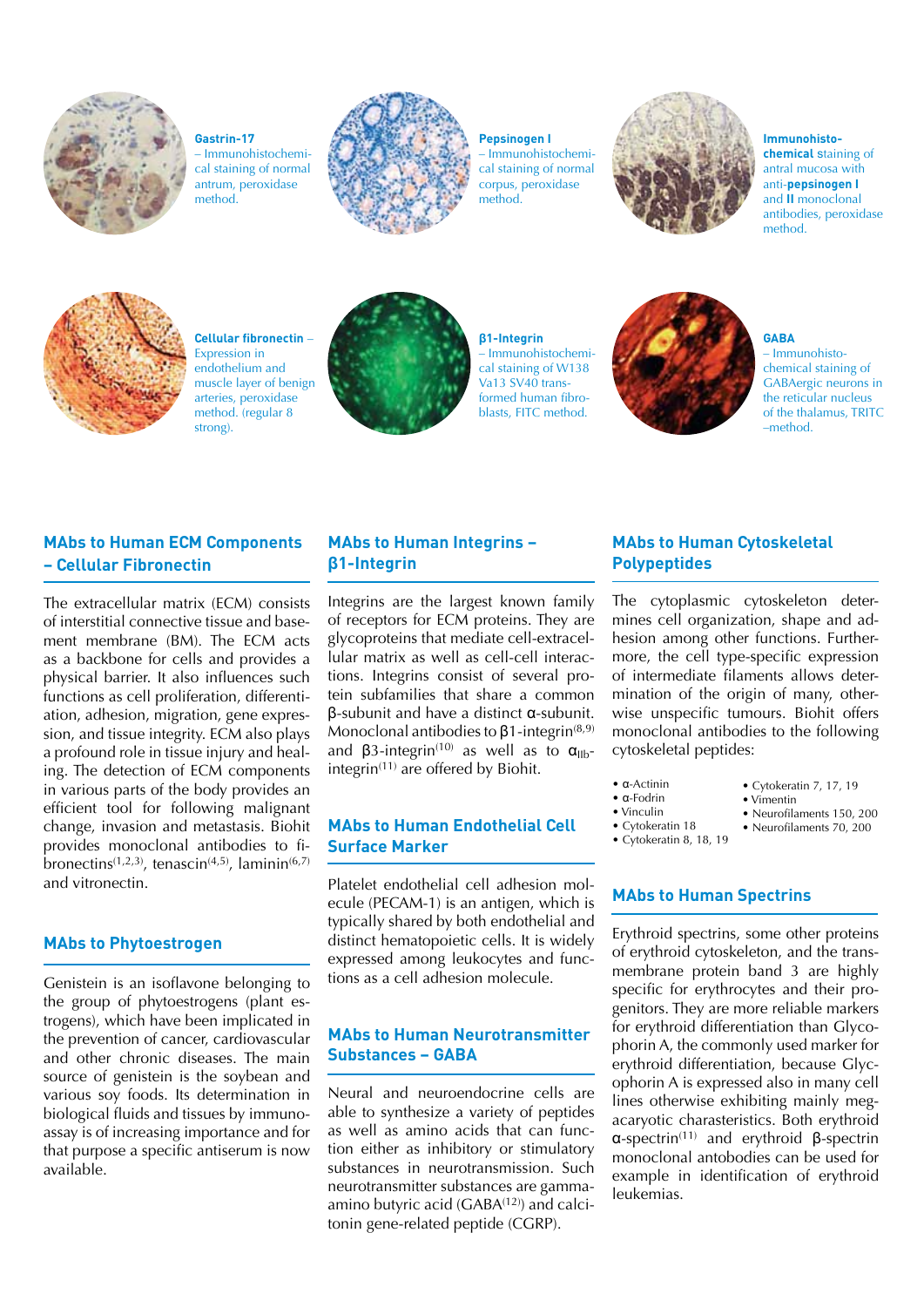**Gastrin-17** – Immunohistochemical staining of normal antrum, peroxidase method.

**Pepsinogen I** – Immunohistochemical staining of normal corpus, peroxidase method.

**Immunohistochemical** staining of antral mucosa with anti-**pepsinogen I** and **II** monoclonal antibodies, peroxidase method.

**Cellular fibronectin** – Expression in endothelium and muscle layer of benign arteries, peroxidase method. (regular 8 strong).

**β1-Integrin** – Immunohistochemical staining of W138 Va13 SV40 transformed human fibroblasts, FITC method.

**GABA** – Immunohistochemical staining of GABAergic neurons in the reticular nucleus of the thalamus, TRITC –method.

## MAbs to Human ECM Components – Cellular Fibronectin

The extracellular matrix (ECM) consists of interstitial connective tissue and basement membrane (BM). The ECM acts as a backbone for cells and provides a physical barrier. It also influences such functions as cell proliferation, differentiation, adhesion, migration, gene expression, and tissue integrity. ECM also plays a profound role in tissue injury and healing. The detection of ECM components in various parts of the body provides an efficient tool for following malignant change, invasion and metastasis. Biohit provides monoclonal antibodies to fibronectins[1,2,3], tenascin[4,5], laminin[6,7] and vitronectin.

## MAbs to Phytoestrogen

Genistein is an isoflavone belonging to the group of phytoestrogens (plant estrogens), which have been implicated in the prevention of cancer, cardiovascular and other chronic diseases. The main source of genistein is the soybean and various soy foods. Its determination in biological fluids and tissues by immunoassay is of increasing importance and for that purpose a specific antiserum is now available.

## MAbs to Human Integrins – β1-Integrin

Integrins are the largest known family of receptors for ECM proteins. They are glycoproteins that mediate cell-extracellular matrix as well as cell-cell interactions. Integrins consist of several protein subfamilies that share a common β-subunit and have a distinct α-subunit. Monoclonal antibodies to β1-integrin[8,9] and β3-integrin[10] as well as to $\alpha_{IIb}$-integrin[11] are offered by Biohit.

## MAbs to Human Endothelial Cell Surface Marker

Platelet endothelial cell adhesion molecule (PECAM-1) is an antigen, which is typically shared by both endothelial and distinct hematopoietic cells. It is widely expressed among leukocytes and functions as a cell adhesion molecule.

## MAbs to Human Neurotransmitter Substances – GABA

Neural and neuroendocrine cells are able to synthesize a variety of peptides as well as amino acids that can function either as inhibitory or stimulatory substances in neurotransmission. Such neurotransmitter substances are gamma-amino butyric acid (GABA[12]) and calcitonin gene-related peptide (CGRP).

## MAbs to Human Cytoskeletal Polypeptides

The cytoplasmic cytoskeleton determines cell organization, shape and adhesion among other functions. Furthermore, the cell type-specific expression of intermediate filaments allows determination of the origin of many, otherwise unspecific tumours. Biohit offers monoclonal antibodies to the following cytoskeletal peptides:

- α-Actinin
- α-Fodrin
- Vinculin
- Cytokeratin 18
- Cytokeratin 8, 18, 19
- Cytokeratin 7, 17, 19
- Vimentin
- Neurofilaments 150, 200
- Neurofilaments 70, 200

## MAbs to Human Spectrins

Erythroid spectrins, some other proteins of erythroid cytoskeleton, and the transmembrane protein band 3 are highly specific for erythrocytes and their progenitors. They are more reliable markers for erythroid differentiation than Glycophorin A, the commonly used marker for erythroid differentiation, because Glycophorin A is expressed also in many cell lines otherwise exhibiting mainly megacaryotic charasteristics. Both erythroid α-spectrin[11] and erythroid β-spectrin monoclonal antobodies can be used for example in identification of erythroid leukemias.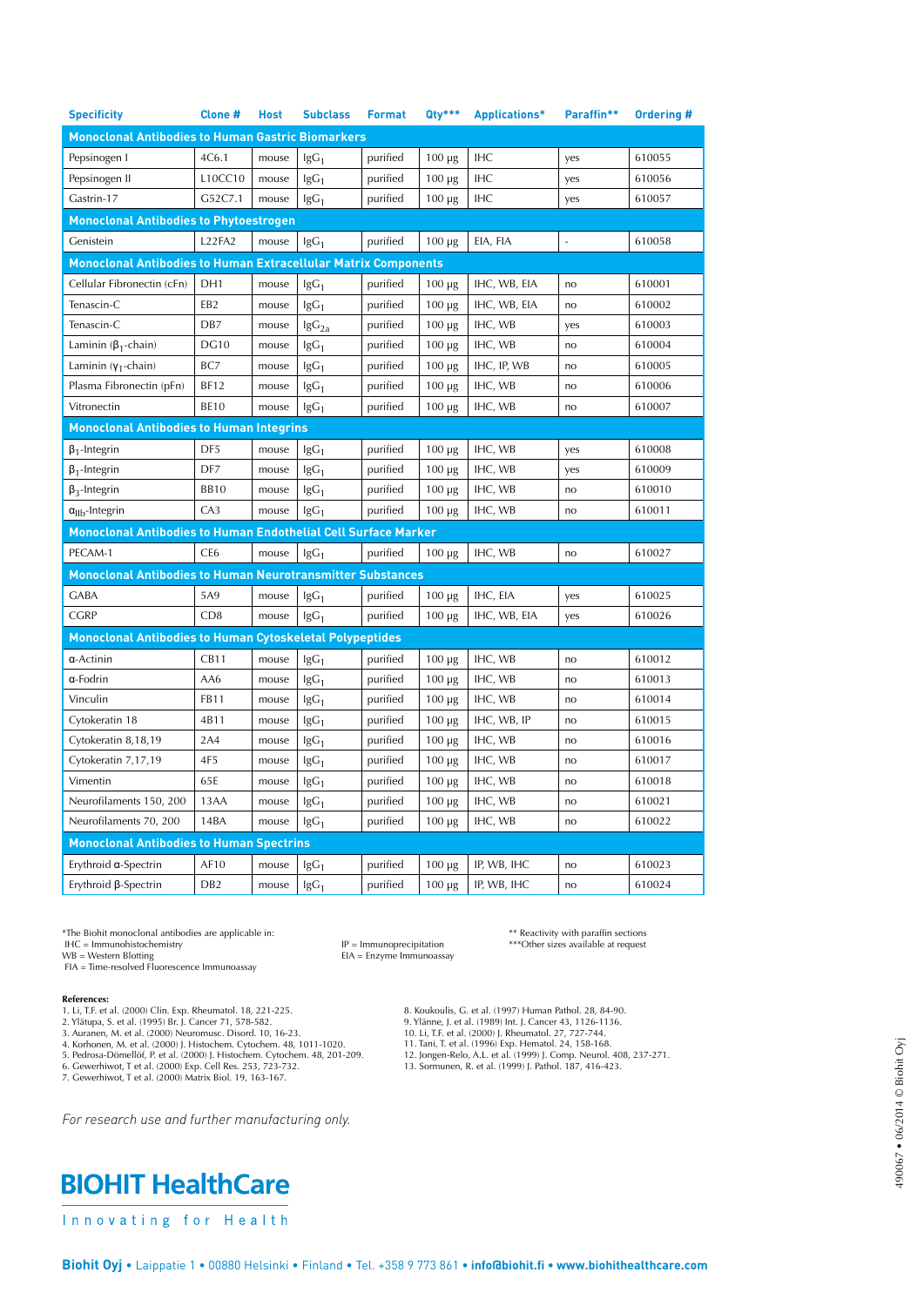| Specificity | Clone # | Host | Subclass | Format | Qty*** | Applications* | Paraffin** | Ordering # |
|---|---|---|---|---|---|---|---|---|
| **Monoclonal Antibodies to Human Gastric Biomarkers** | | | | | | | | |
| Pepsinogen I | 4C6.1 | mouse | $IgG_1$ | purified | 100 µg | IHC | yes | 610055 |
| Pepsinogen II | L10CC10 | mouse | $IgG_1$ | purified | 100 µg | IHC | yes | 610056 |
| Gastrin-17 | G52C7.1 | mouse | $IgG_1$ | purified | 100 µg | IHC | yes | 610057 |
| **Monoclonal Antibodies to Phytoestrogen** | | | | | | | | |
| Genistein | L22FA2 | mouse | $IgG_1$ | purified | 100 µg | EIA, FIA | - | 610058 |
| **Monoclonal Antibodies to Human Extracellular Matrix Components** | | | | | | | | |
| Cellular Fibronectin (cFn) | DH1 | mouse | $IgG_1$ | purified | 100 µg | IHC, WB, EIA | no | 610001 |
| Tenascin-C | EB2 | mouse | $IgG_1$ | purified | 100 µg | IHC, WB, EIA | no | 610002 |
| Tenascin-C | DB7 | mouse | $IgG_{2a}$ | purified | 100 µg | IHC, WB | yes | 610003 |
| Laminin ($\beta_1$-chain) | DG10 | mouse | $IgG_1$ | purified | 100 µg | IHC, WB | no | 610004 |
| Laminin ($\gamma_1$-chain) | BC7 | mouse | $IgG_1$ | purified | 100 µg | IHC, IP, WB | no | 610005 |
| Plasma Fibronectin (pFn) | BF12 | mouse | $IgG_1$ | purified | 100 µg | IHC, WB | no | 610006 |
| Vitronectin | BE10 | mouse | $IgG_1$ | purified | 100 µg | IHC, WB | no | 610007 |
| **Monoclonal Antibodies to Human Integrins** | | | | | | | | |
| $\beta_1$-Integrin | DF5 | mouse | $IgG_1$ | purified | 100 µg | IHC, WB | yes | 610008 |
| $\beta_1$-Integrin | DF7 | mouse | $IgG_1$ | purified | 100 µg | IHC, WB | yes | 610009 |
| $\beta_3$-Integrin | BB10 | mouse | $IgG_1$ | purified | 100 µg | IHC, WB | no | 610010 |
| $\alpha_{IIb}$-Integrin | CA3 | mouse | $IgG_1$ | purified | 100 µg | IHC, WB | no | 610011 |
| **Monoclonal Antibodies to Human Endothelial Cell Surface Marker** | | | | | | | | |
| PECAM-1 | CE6 | mouse | $IgG_1$ | purified | 100 µg | IHC, WB | no | 610027 |
| **Monoclonal Antibodies to Human Neurotransmitter Substances** | | | | | | | | |
| GABA | 5A9 | mouse | $IgG_1$ | purified | 100 µg | IHC, EIA | yes | 610025 |
| CGRP | CD8 | mouse | $IgG_1$ | purified | 100 µg | IHC, WB, EIA | yes | 610026 |
| **Monoclonal Antibodies to Human Cytoskeletal Polypeptides** | | | | | | | | |
| α-Actinin | CB11 | mouse | $IgG_1$ | purified | 100 µg | IHC, WB | no | 610012 |
| α-Fodrin | AA6 | mouse | $IgG_1$ | purified | 100 µg | IHC, WB | no | 610013 |
| Vinculin | FB11 | mouse | $IgG_1$ | purified | 100 µg | IHC, WB | no | 610014 |
| Cytokeratin 18 | 4B11 | mouse | $IgG_1$ | purified | 100 µg | IHC, WB, IP | no | 610015 |
| Cytokeratin 8,18,19 | 2A4 | mouse | $IgG_1$ | purified | 100 µg | IHC, WB | no | 610016 |
| Cytokeratin 7,17,19 | 4F5 | mouse | $IgG_1$ | purified | 100 µg | IHC, WB | no | 610017 |
| Vimentin | 65E | mouse | $IgG_1$ | purified | 100 µg | IHC, WB | no | 610018 |
| Neurofilaments 150, 200 | 13AA | mouse | $IgG_1$ | purified | 100 µg | IHC, WB | no | 610021 |
| Neurofilaments 70, 200 | 14BA | mouse | $IgG_1$ | purified | 100 µg | IHC, WB | no | 610022 |
| **Monoclonal Antibodies to Human Spectrins** | | | | | | | | |
| Erythroid α-Spectrin | AF10 | mouse | $IgG_1$ | purified | 100 µg | IP, WB, IHC | no | 610023 |
| Erythroid β-Spectrin | DB2 | mouse | $IgG_1$ | purified | 100 µg | IP, WB, IHC | no | 610024 |

*The Biohit monoclonal antibodies are applicable in:
IHC = Immunohistochemistry
WB = Western Blotting
FIA = Time-resolved Fluorescence Immunoassay
IP = Immunoprecipitation
EIA = Enzyme Immunoassay

** Reactivity with paraffin sections
***Other sizes available at request

**References:**
1. Li, T.F. et al. (2000) Clin. Exp. Rheumatol. 18, 221-225.
2. Ylätupa, S. et al. (1995) Br. J. Cancer 71, 578-582.
3. Auranen, M. et al. (2000) Neuromusc. Disord. 10, 16-23.
4. Korhonen, M. et al. (2000) J. Histochem. Cytochem. 48, 1011-1020.
5. Pedrosa-Dömellöf, P. et al. (2000) J. Histochem. Cytochem. 48, 201-209.
6. Gewerhiwot, T et al. (2000) Exp. Cell Res. 253, 723-732.
7. Gewerhiwot, T et al. (2000) Matrix Biol. 19, 163-167.
8. Koukoulis, G. et al. (1997) Human Pathol. 28, 84-90.
9. Ylänne, J. et al. (1989) Int. J. Cancer 43, 1126-1136.
10. Li, T.F. et al. (2000) J. Rheumatol. 27, 727-744.
11. Tani, T. et al. (1996) Exp. Hematol. 24, 158-168.
12. Jongen-Relo, A.L. et al. (1999) J. Comp. Neurol. 408, 237-271.
13. Sormunen, R. et al. (1999) J. Pathol. 187, 416-423.

*For research use and further manufacturing only.*

**BIOHIT HealthCare**

Innovating for Health

**Biohit Oyj** • Laippatie 1 • 00880 Helsinki • Finland • Tel. +358 9 773 861 • **info@biohit.fi** • **www.biohithealthcare.com**

490067 • 06/2014 © Biohit Oyj